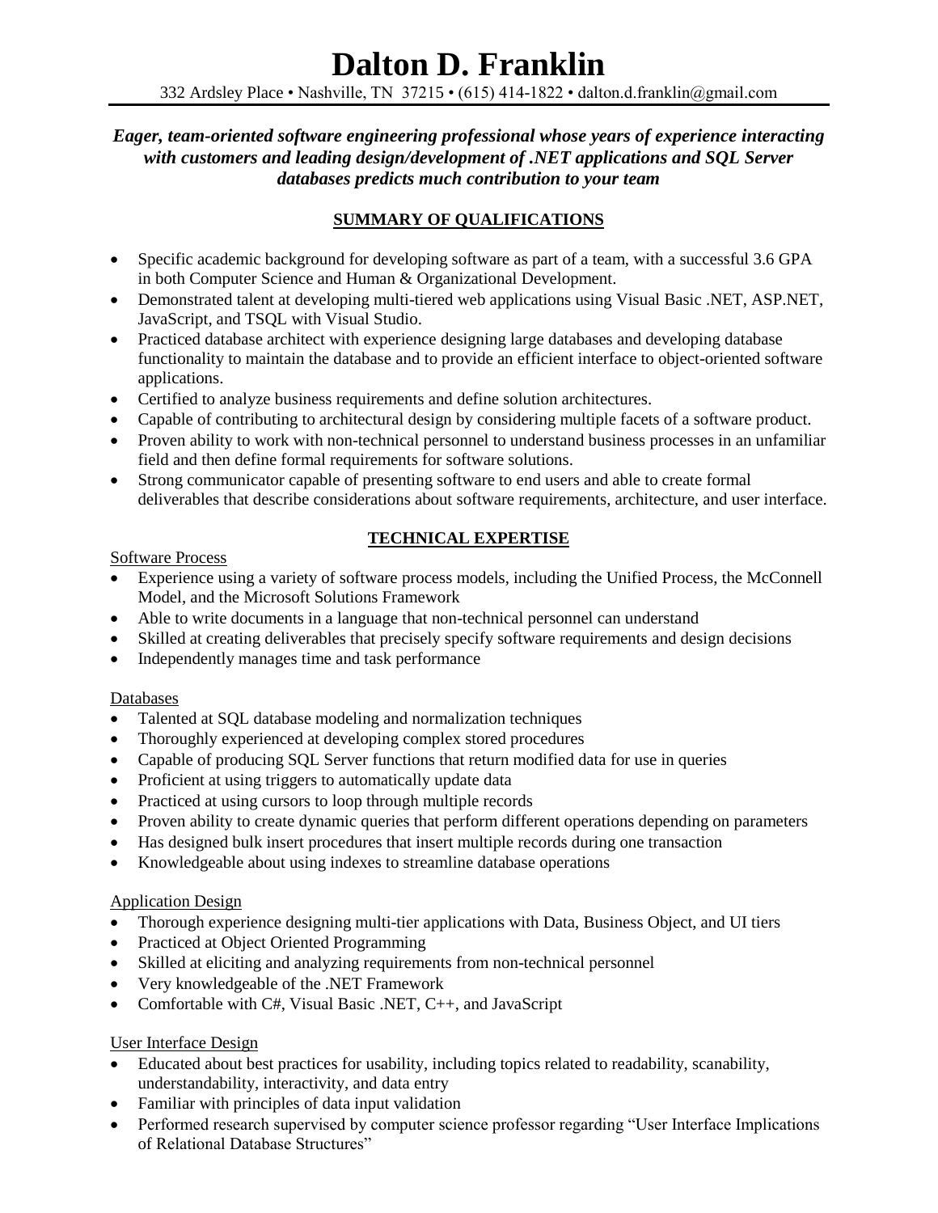# Dalton D. Franklin

332 Ardsley Place • Nashville, TN 37215 • (615) 414-1822 • dalton.d.franklin@gmail.com

***Eager, team-oriented software engineering professional whose years of experience interacting with customers and leading design/development of .NET applications and SQL Server databases predicts much contribution to your team***

## SUMMARY OF QUALIFICATIONS

- Specific academic background for developing software as part of a team, with a successful 3.6 GPA in both Computer Science and Human & Organizational Development.
- Demonstrated talent at developing multi-tiered web applications using Visual Basic .NET, ASP.NET, JavaScript, and TSQL with Visual Studio.
- Practiced database architect with experience designing large databases and developing database functionality to maintain the database and to provide an efficient interface to object-oriented software applications.
- Certified to analyze business requirements and define solution architectures.
- Capable of contributing to architectural design by considering multiple facets of a software product.
- Proven ability to work with non-technical personnel to understand business processes in an unfamiliar field and then define formal requirements for software solutions.
- Strong communicator capable of presenting software to end users and able to create formal deliverables that describe considerations about software requirements, architecture, and user interface.

## TECHNICAL EXPERTISE

### Software Process

- Experience using a variety of software process models, including the Unified Process, the McConnell Model, and the Microsoft Solutions Framework
- Able to write documents in a language that non-technical personnel can understand
- Skilled at creating deliverables that precisely specify software requirements and design decisions
- Independently manages time and task performance

### Databases

- Talented at SQL database modeling and normalization techniques
- Thoroughly experienced at developing complex stored procedures
- Capable of producing SQL Server functions that return modified data for use in queries
- Proficient at using triggers to automatically update data
- Practiced at using cursors to loop through multiple records
- Proven ability to create dynamic queries that perform different operations depending on parameters
- Has designed bulk insert procedures that insert multiple records during one transaction
- Knowledgeable about using indexes to streamline database operations

### Application Design

- Thorough experience designing multi-tier applications with Data, Business Object, and UI tiers
- Practiced at Object Oriented Programming
- Skilled at eliciting and analyzing requirements from non-technical personnel
- Very knowledgeable of the .NET Framework
- Comfortable with C#, Visual Basic .NET, C++, and JavaScript

### User Interface Design

- Educated about best practices for usability, including topics related to readability, scanability, understandability, interactivity, and data entry
- Familiar with principles of data input validation
- Performed research supervised by computer science professor regarding "User Interface Implications of Relational Database Structures"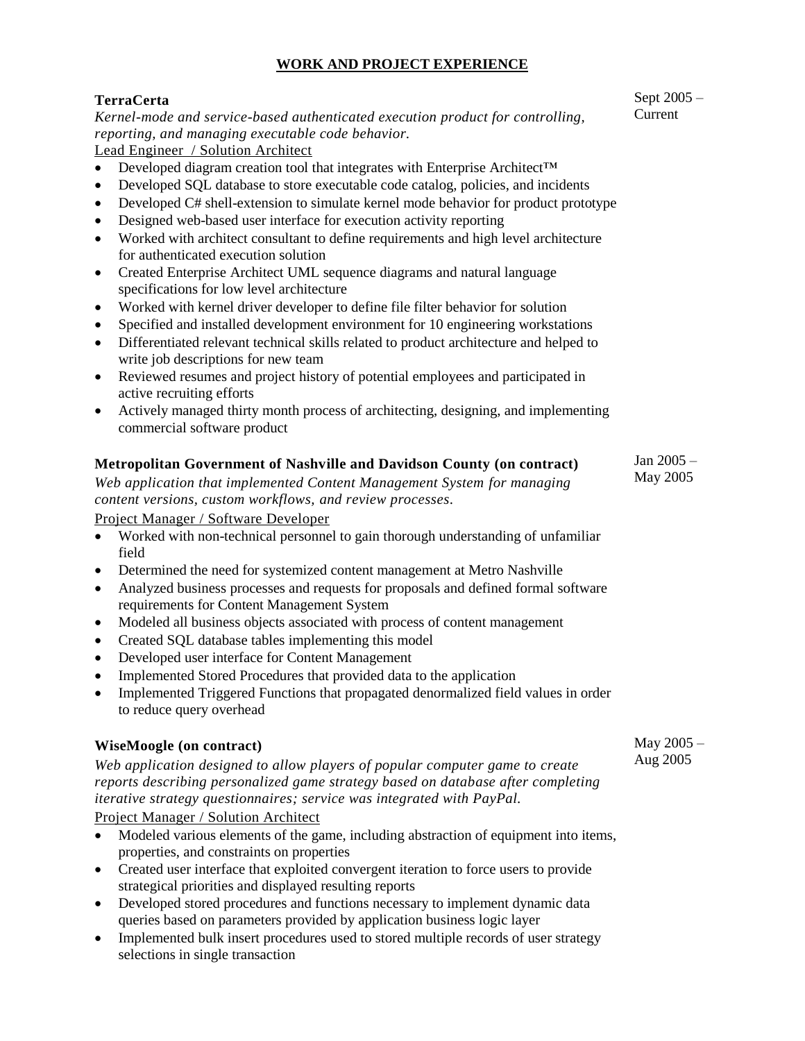## WORK AND PROJECT EXPERIENCE

**TerraCerta** — Sept 2005 – Current

*Kernel-mode and service-based authenticated execution product for controlling, reporting, and managing executable code behavior.*

Lead Engineer / Solution Architect

- Developed diagram creation tool that integrates with Enterprise Architect™
- Developed SQL database to store executable code catalog, policies, and incidents
- Developed C# shell-extension to simulate kernel mode behavior for product prototype
- Designed web-based user interface for execution activity reporting
- Worked with architect consultant to define requirements and high level architecture for authenticated execution solution
- Created Enterprise Architect UML sequence diagrams and natural language specifications for low level architecture
- Worked with kernel driver developer to define file filter behavior for solution
- Specified and installed development environment for 10 engineering workstations
- Differentiated relevant technical skills related to product architecture and helped to write job descriptions for new team
- Reviewed resumes and project history of potential employees and participated in active recruiting efforts
- Actively managed thirty month process of architecting, designing, and implementing commercial software product

**Metropolitan Government of Nashville and Davidson County (on contract)** — Jan 2005 – May 2005

*Web application that implemented Content Management System for managing content versions, custom workflows, and review processes.*

Project Manager / Software Developer

- Worked with non-technical personnel to gain thorough understanding of unfamiliar field
- Determined the need for systemized content management at Metro Nashville
- Analyzed business processes and requests for proposals and defined formal software requirements for Content Management System
- Modeled all business objects associated with process of content management
- Created SQL database tables implementing this model
- Developed user interface for Content Management
- Implemented Stored Procedures that provided data to the application
- Implemented Triggered Functions that propagated denormalized field values in order to reduce query overhead

**WiseMoogle (on contract)** — May 2005 – Aug 2005

*Web application designed to allow players of popular computer game to create reports describing personalized game strategy based on database after completing iterative strategy questionnaires; service was integrated with PayPal.*

Project Manager / Solution Architect

- Modeled various elements of the game, including abstraction of equipment into items, properties, and constraints on properties
- Created user interface that exploited convergent iteration to force users to provide strategical priorities and displayed resulting reports
- Developed stored procedures and functions necessary to implement dynamic data queries based on parameters provided by application business logic layer
- Implemented bulk insert procedures used to stored multiple records of user strategy selections in single transaction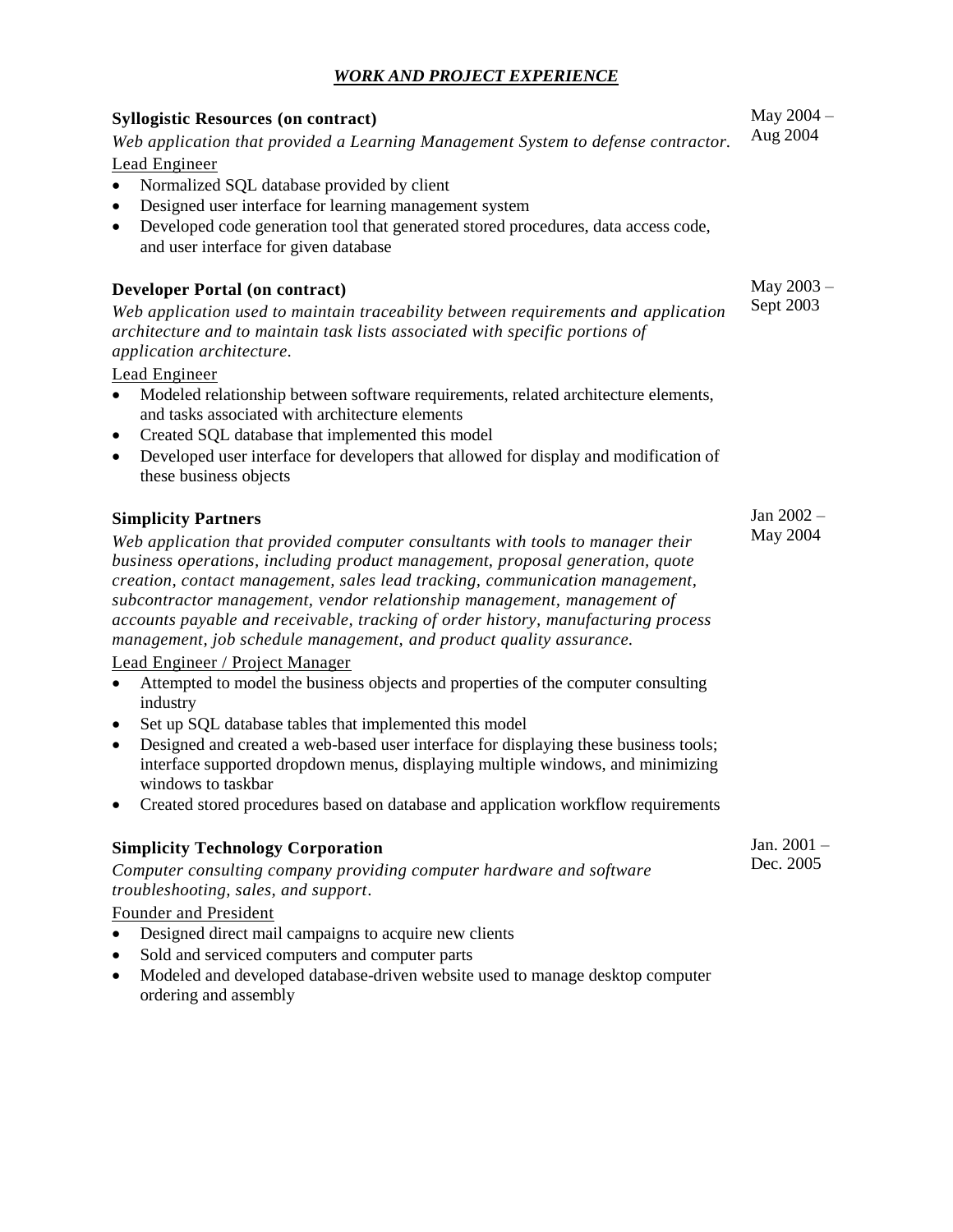## ***WORK AND PROJECT EXPERIENCE***

**Syllogistic Resources (on contract)** — May 2004 – Aug 2004

*Web application that provided a Learning Management System to defense contractor.*

Lead Engineer

- Normalized SQL database provided by client
- Designed user interface for learning management system
- Developed code generation tool that generated stored procedures, data access code, and user interface for given database

**Developer Portal (on contract)** — May 2003 – Sept 2003

*Web application used to maintain traceability between requirements and application architecture and to maintain task lists associated with specific portions of application architecture.*

Lead Engineer

- Modeled relationship between software requirements, related architecture elements, and tasks associated with architecture elements
- Created SQL database that implemented this model
- Developed user interface for developers that allowed for display and modification of these business objects

**Simplicity Partners** — Jan 2002 – May 2004

*Web application that provided computer consultants with tools to manager their business operations, including product management, proposal generation, quote creation, contact management, sales lead tracking, communication management, subcontractor management, vendor relationship management, management of accounts payable and receivable, tracking of order history, manufacturing process management, job schedule management, and product quality assurance.*

Lead Engineer / Project Manager

- Attempted to model the business objects and properties of the computer consulting industry
- Set up SQL database tables that implemented this model
- Designed and created a web-based user interface for displaying these business tools; interface supported dropdown menus, displaying multiple windows, and minimizing windows to taskbar
- Created stored procedures based on database and application workflow requirements

**Simplicity Technology Corporation** — Jan. 2001 – Dec. 2005

*Computer consulting company providing computer hardware and software troubleshooting, sales, and support.*

Founder and President

- Designed direct mail campaigns to acquire new clients
- Sold and serviced computers and computer parts
- Modeled and developed database-driven website used to manage desktop computer ordering and assembly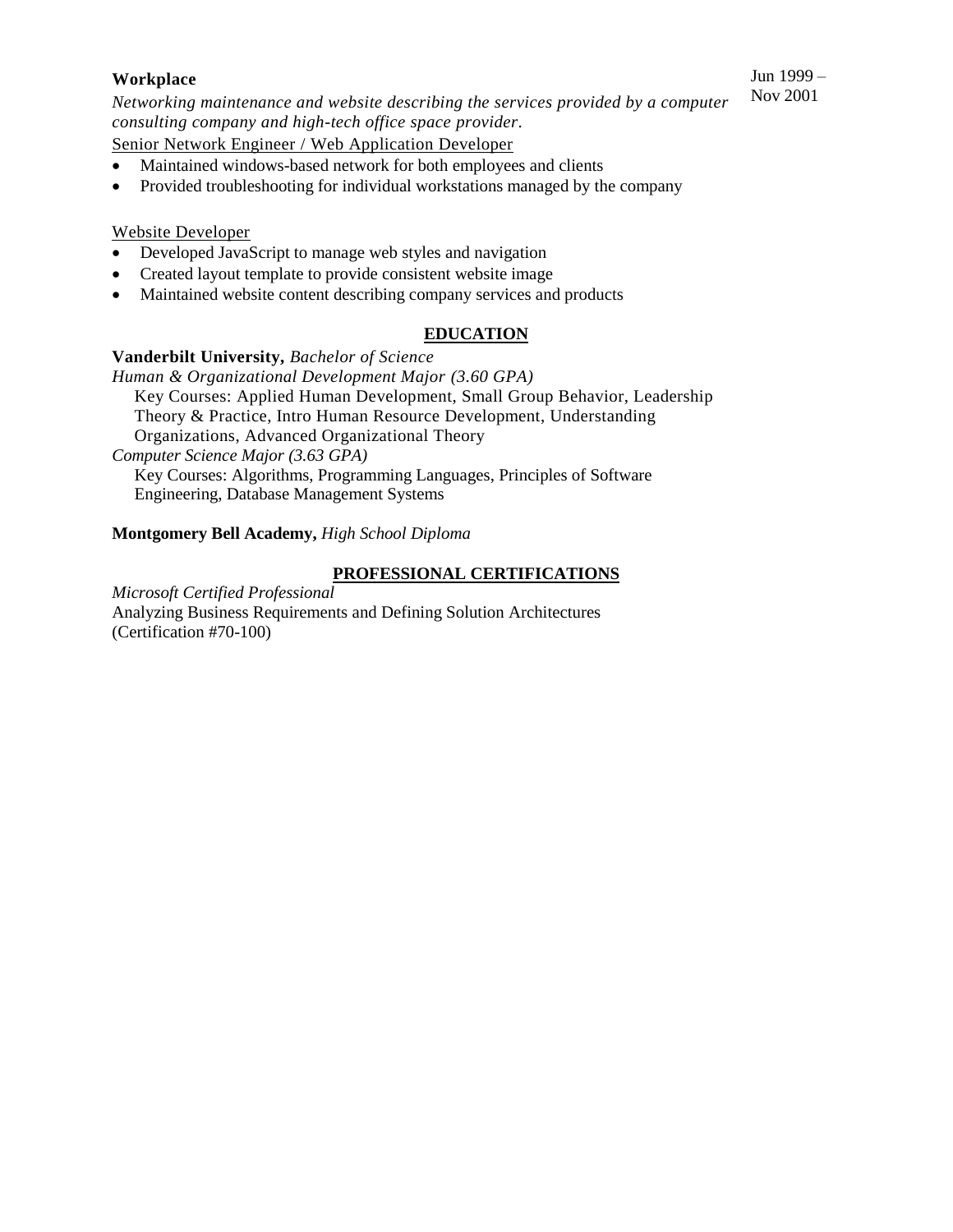**Workplace** Jun 1999 – Nov 2001

*Networking maintenance and website describing the services provided by a computer consulting company and high-tech office space provider.*

Senior Network Engineer / Web Application Developer

- Maintained windows-based network for both employees and clients
- Provided troubleshooting for individual workstations managed by the company

Website Developer

- Developed JavaScript to manage web styles and navigation
- Created layout template to provide consistent website image
- Maintained website content describing company services and products

## EDUCATION

**Vanderbilt University,** *Bachelor of Science*

*Human & Organizational Development Major (3.60 GPA)*

Key Courses: Applied Human Development, Small Group Behavior, Leadership Theory & Practice, Intro Human Resource Development, Understanding Organizations, Advanced Organizational Theory

*Computer Science Major (3.63 GPA)*

Key Courses: Algorithms, Programming Languages, Principles of Software Engineering, Database Management Systems

**Montgomery Bell Academy,** *High School Diploma*

## PROFESSIONAL CERTIFICATIONS

*Microsoft Certified Professional*

Analyzing Business Requirements and Defining Solution Architectures (Certification #70-100)